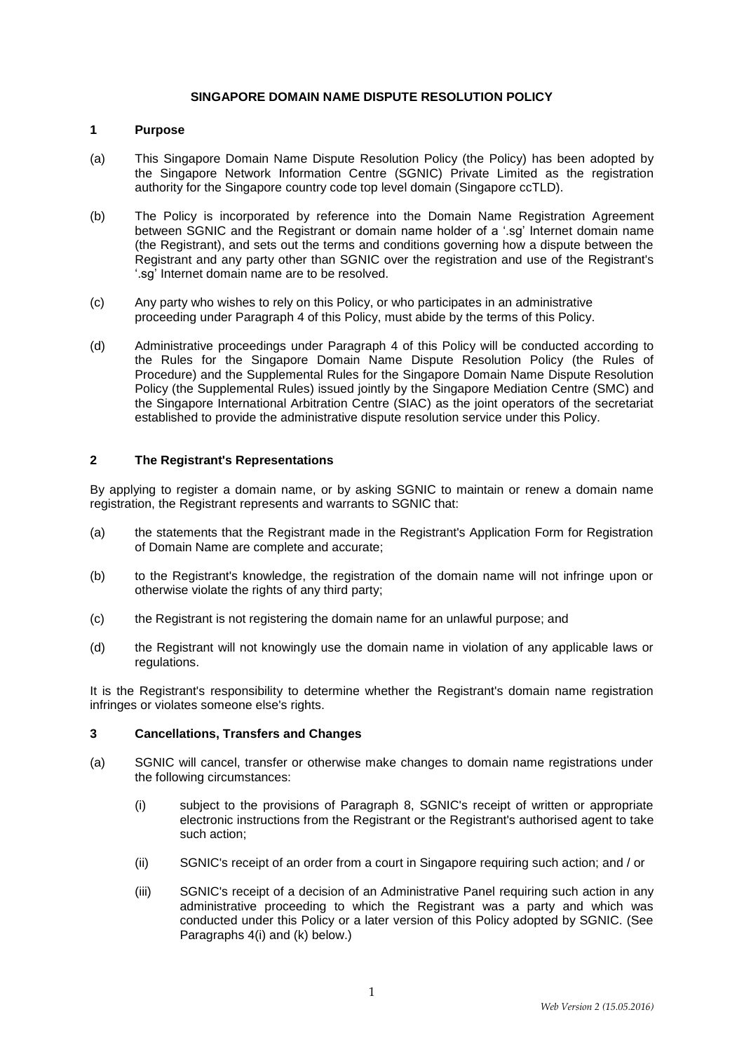# SINGAPORE DOMAIN NAME DISPUTE RESOLUTION POLICY

## 1 Purpose

(a) This Singapore Domain Name Dispute Resolution Policy (the Policy) has been adopted by the Singapore Network Information Centre (SGNIC) Private Limited as the registration authority for the Singapore country code top level domain (Singapore ccTLD).

(b) The Policy is incorporated by reference into the Domain Name Registration Agreement between SGNIC and the Registrant or domain name holder of a '.sg' Internet domain name (the Registrant), and sets out the terms and conditions governing how a dispute between the Registrant and any party other than SGNIC over the registration and use of the Registrant's '.sg' Internet domain name are to be resolved.

(c) Any party who wishes to rely on this Policy, or who participates in an administrative proceeding under Paragraph 4 of this Policy, must abide by the terms of this Policy.

(d) Administrative proceedings under Paragraph 4 of this Policy will be conducted according to the Rules for the Singapore Domain Name Dispute Resolution Policy (the Rules of Procedure) and the Supplemental Rules for the Singapore Domain Name Dispute Resolution Policy (the Supplemental Rules) issued jointly by the Singapore Mediation Centre (SMC) and the Singapore International Arbitration Centre (SIAC) as the joint operators of the secretariat established to provide the administrative dispute resolution service under this Policy.

## 2 The Registrant's Representations

By applying to register a domain name, or by asking SGNIC to maintain or renew a domain name registration, the Registrant represents and warrants to SGNIC that:

(a) the statements that the Registrant made in the Registrant's Application Form for Registration of Domain Name are complete and accurate;

(b) to the Registrant's knowledge, the registration of the domain name will not infringe upon or otherwise violate the rights of any third party;

(c) the Registrant is not registering the domain name for an unlawful purpose; and

(d) the Registrant will not knowingly use the domain name in violation of any applicable laws or regulations.

It is the Registrant's responsibility to determine whether the Registrant's domain name registration infringes or violates someone else's rights.

## 3 Cancellations, Transfers and Changes

(a) SGNIC will cancel, transfer or otherwise make changes to domain name registrations under the following circumstances:

(i) subject to the provisions of Paragraph 8, SGNIC's receipt of written or appropriate electronic instructions from the Registrant or the Registrant's authorised agent to take such action;

(ii) SGNIC's receipt of an order from a court in Singapore requiring such action; and / or

(iii) SGNIC's receipt of a decision of an Administrative Panel requiring such action in any administrative proceeding to which the Registrant was a party and which was conducted under this Policy or a later version of this Policy adopted by SGNIC. (See Paragraphs 4(i) and (k) below.)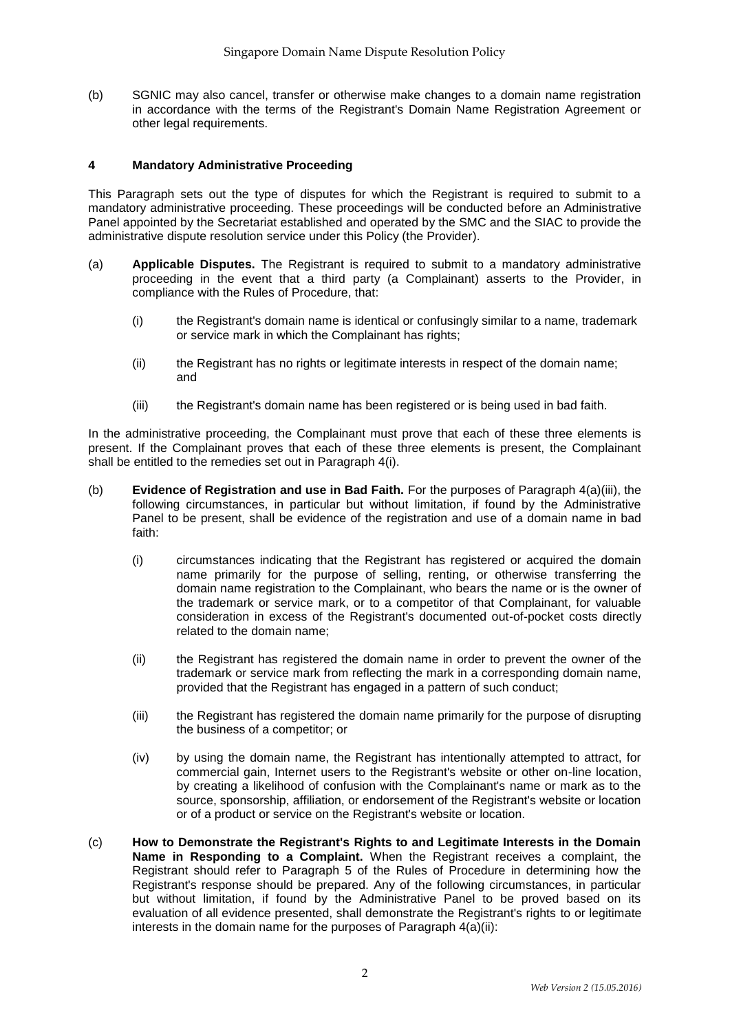(b) SGNIC may also cancel, transfer or otherwise make changes to a domain name registration in accordance with the terms of the Registrant's Domain Name Registration Agreement or other legal requirements.

## 4 Mandatory Administrative Proceeding

This Paragraph sets out the type of disputes for which the Registrant is required to submit to a mandatory administrative proceeding. These proceedings will be conducted before an Administrative Panel appointed by the Secretariat established and operated by the SMC and the SIAC to provide the administrative dispute resolution service under this Policy (the Provider).

(a) **Applicable Disputes.** The Registrant is required to submit to a mandatory administrative proceeding in the event that a third party (a Complainant) asserts to the Provider, in compliance with the Rules of Procedure, that:

(i) the Registrant's domain name is identical or confusingly similar to a name, trademark or service mark in which the Complainant has rights;

(ii) the Registrant has no rights or legitimate interests in respect of the domain name; and

(iii) the Registrant's domain name has been registered or is being used in bad faith.

In the administrative proceeding, the Complainant must prove that each of these three elements is present. If the Complainant proves that each of these three elements is present, the Complainant shall be entitled to the remedies set out in Paragraph 4(i).

(b) **Evidence of Registration and use in Bad Faith.** For the purposes of Paragraph 4(a)(iii), the following circumstances, in particular but without limitation, if found by the Administrative Panel to be present, shall be evidence of the registration and use of a domain name in bad faith:

(i) circumstances indicating that the Registrant has registered or acquired the domain name primarily for the purpose of selling, renting, or otherwise transferring the domain name registration to the Complainant, who bears the name or is the owner of the trademark or service mark, or to a competitor of that Complainant, for valuable consideration in excess of the Registrant's documented out-of-pocket costs directly related to the domain name;

(ii) the Registrant has registered the domain name in order to prevent the owner of the trademark or service mark from reflecting the mark in a corresponding domain name, provided that the Registrant has engaged in a pattern of such conduct;

(iii) the Registrant has registered the domain name primarily for the purpose of disrupting the business of a competitor; or

(iv) by using the domain name, the Registrant has intentionally attempted to attract, for commercial gain, Internet users to the Registrant's website or other on-line location, by creating a likelihood of confusion with the Complainant's name or mark as to the source, sponsorship, affiliation, or endorsement of the Registrant's website or location or of a product or service on the Registrant's website or location.

(c) **How to Demonstrate the Registrant's Rights to and Legitimate Interests in the Domain Name in Responding to a Complaint.** When the Registrant receives a complaint, the Registrant should refer to Paragraph 5 of the Rules of Procedure in determining how the Registrant's response should be prepared. Any of the following circumstances, in particular but without limitation, if found by the Administrative Panel to be proved based on its evaluation of all evidence presented, shall demonstrate the Registrant's rights to or legitimate interests in the domain name for the purposes of Paragraph 4(a)(ii):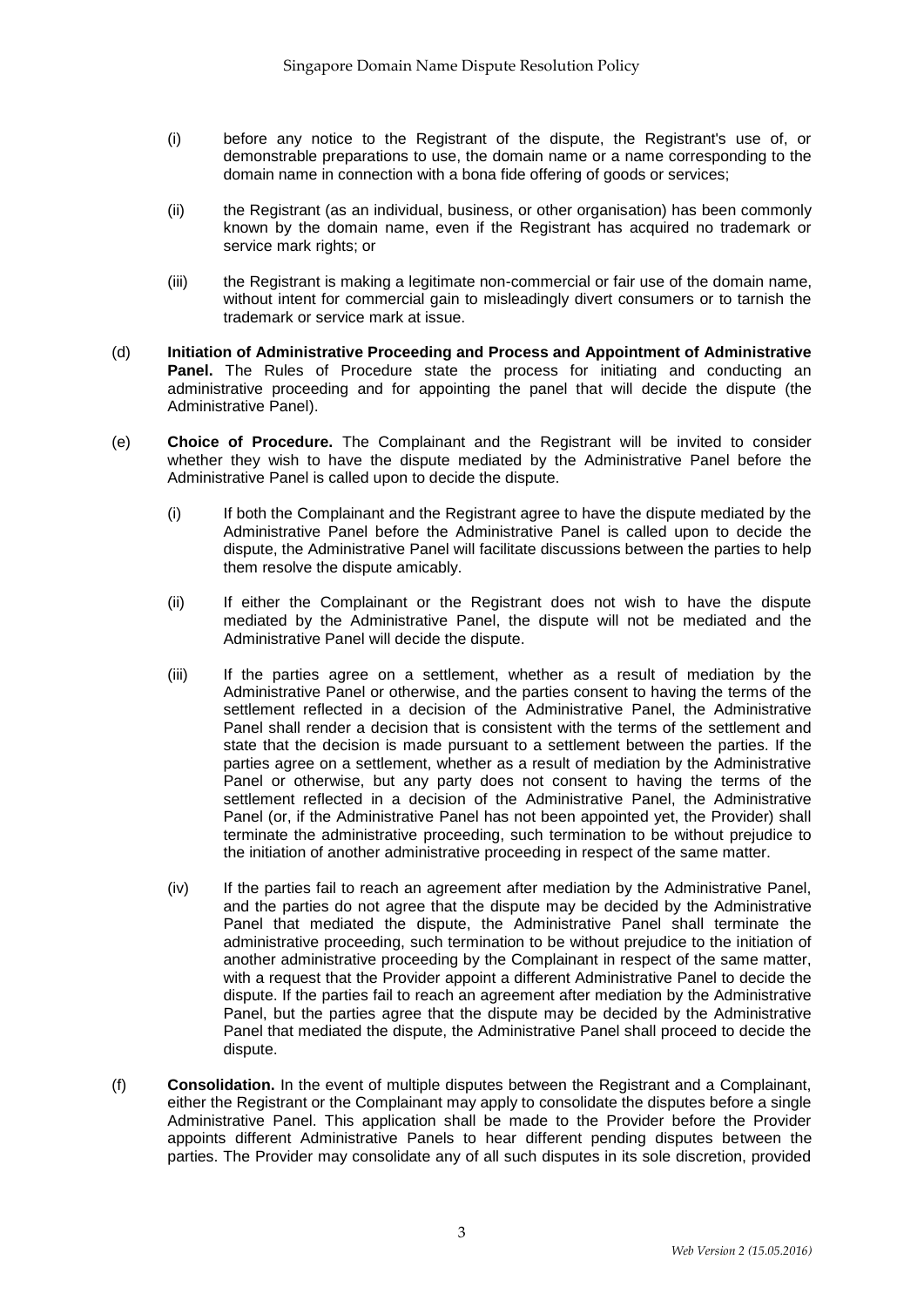(i) before any notice to the Registrant of the dispute, the Registrant's use of, or demonstrable preparations to use, the domain name or a name corresponding to the domain name in connection with a bona fide offering of goods or services;

(ii) the Registrant (as an individual, business, or other organisation) has been commonly known by the domain name, even if the Registrant has acquired no trademark or service mark rights; or

(iii) the Registrant is making a legitimate non-commercial or fair use of the domain name, without intent for commercial gain to misleadingly divert consumers or to tarnish the trademark or service mark at issue.

(d) **Initiation of Administrative Proceeding and Process and Appointment of Administrative Panel.** The Rules of Procedure state the process for initiating and conducting an administrative proceeding and for appointing the panel that will decide the dispute (the Administrative Panel).

(e) **Choice of Procedure.** The Complainant and the Registrant will be invited to consider whether they wish to have the dispute mediated by the Administrative Panel before the Administrative Panel is called upon to decide the dispute.

(i) If both the Complainant and the Registrant agree to have the dispute mediated by the Administrative Panel before the Administrative Panel is called upon to decide the dispute, the Administrative Panel will facilitate discussions between the parties to help them resolve the dispute amicably.

(ii) If either the Complainant or the Registrant does not wish to have the dispute mediated by the Administrative Panel, the dispute will not be mediated and the Administrative Panel will decide the dispute.

(iii) If the parties agree on a settlement, whether as a result of mediation by the Administrative Panel or otherwise, and the parties consent to having the terms of the settlement reflected in a decision of the Administrative Panel, the Administrative Panel shall render a decision that is consistent with the terms of the settlement and state that the decision is made pursuant to a settlement between the parties. If the parties agree on a settlement, whether as a result of mediation by the Administrative Panel or otherwise, but any party does not consent to having the terms of the settlement reflected in a decision of the Administrative Panel, the Administrative Panel (or, if the Administrative Panel has not been appointed yet, the Provider) shall terminate the administrative proceeding, such termination to be without prejudice to the initiation of another administrative proceeding in respect of the same matter.

(iv) If the parties fail to reach an agreement after mediation by the Administrative Panel, and the parties do not agree that the dispute may be decided by the Administrative Panel that mediated the dispute, the Administrative Panel shall terminate the administrative proceeding, such termination to be without prejudice to the initiation of another administrative proceeding by the Complainant in respect of the same matter, with a request that the Provider appoint a different Administrative Panel to decide the dispute. If the parties fail to reach an agreement after mediation by the Administrative Panel, but the parties agree that the dispute may be decided by the Administrative Panel that mediated the dispute, the Administrative Panel shall proceed to decide the dispute.

(f) **Consolidation.** In the event of multiple disputes between the Registrant and a Complainant, either the Registrant or the Complainant may apply to consolidate the disputes before a single Administrative Panel. This application shall be made to the Provider before the Provider appoints different Administrative Panels to hear different pending disputes between the parties. The Provider may consolidate any of all such disputes in its sole discretion, provided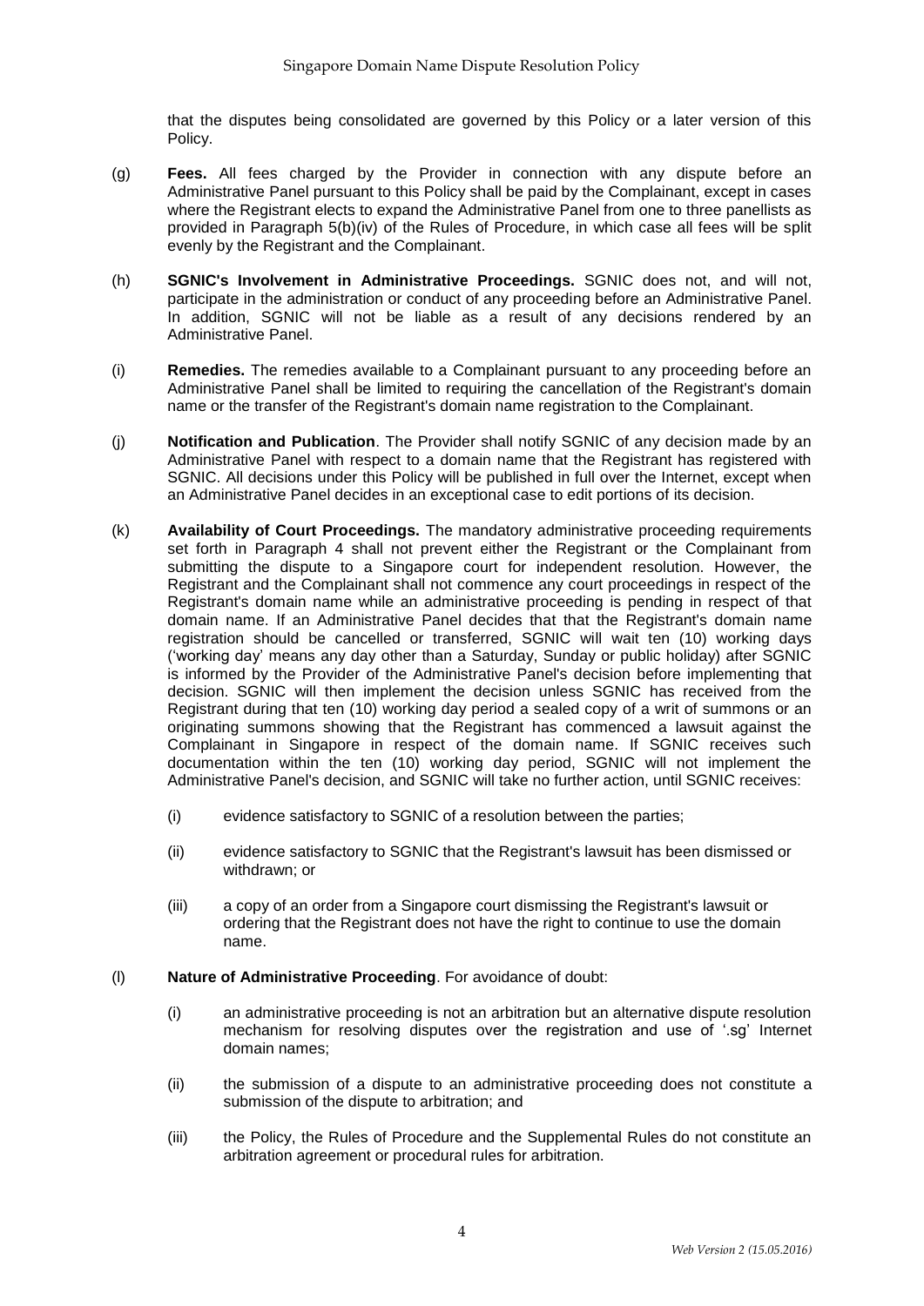that the disputes being consolidated are governed by this Policy or a later version of this Policy.

(g) **Fees.** All fees charged by the Provider in connection with any dispute before an Administrative Panel pursuant to this Policy shall be paid by the Complainant, except in cases where the Registrant elects to expand the Administrative Panel from one to three panellists as provided in Paragraph 5(b)(iv) of the Rules of Procedure, in which case all fees will be split evenly by the Registrant and the Complainant.

(h) **SGNIC's Involvement in Administrative Proceedings.** SGNIC does not, and will not, participate in the administration or conduct of any proceeding before an Administrative Panel. In addition, SGNIC will not be liable as a result of any decisions rendered by an Administrative Panel.

(i) **Remedies.** The remedies available to a Complainant pursuant to any proceeding before an Administrative Panel shall be limited to requiring the cancellation of the Registrant's domain name or the transfer of the Registrant's domain name registration to the Complainant.

(j) **Notification and Publication**. The Provider shall notify SGNIC of any decision made by an Administrative Panel with respect to a domain name that the Registrant has registered with SGNIC. All decisions under this Policy will be published in full over the Internet, except when an Administrative Panel decides in an exceptional case to edit portions of its decision.

(k) **Availability of Court Proceedings.** The mandatory administrative proceeding requirements set forth in Paragraph 4 shall not prevent either the Registrant or the Complainant from submitting the dispute to a Singapore court for independent resolution. However, the Registrant and the Complainant shall not commence any court proceedings in respect of the Registrant's domain name while an administrative proceeding is pending in respect of that domain name. If an Administrative Panel decides that that the Registrant's domain name registration should be cancelled or transferred, SGNIC will wait ten (10) working days ('working day' means any day other than a Saturday, Sunday or public holiday) after SGNIC is informed by the Provider of the Administrative Panel's decision before implementing that decision. SGNIC will then implement the decision unless SGNIC has received from the Registrant during that ten (10) working day period a sealed copy of a writ of summons or an originating summons showing that the Registrant has commenced a lawsuit against the Complainant in Singapore in respect of the domain name. If SGNIC receives such documentation within the ten (10) working day period, SGNIC will not implement the Administrative Panel's decision, and SGNIC will take no further action, until SGNIC receives:

   (i) evidence satisfactory to SGNIC of a resolution between the parties;

   (ii) evidence satisfactory to SGNIC that the Registrant's lawsuit has been dismissed or withdrawn; or

   (iii) a copy of an order from a Singapore court dismissing the Registrant's lawsuit or ordering that the Registrant does not have the right to continue to use the domain name.

(l) **Nature of Administrative Proceeding**. For avoidance of doubt:

   (i) an administrative proceeding is not an arbitration but an alternative dispute resolution mechanism for resolving disputes over the registration and use of '.sg' Internet domain names;

   (ii) the submission of a dispute to an administrative proceeding does not constitute a submission of the dispute to arbitration; and

   (iii) the Policy, the Rules of Procedure and the Supplemental Rules do not constitute an arbitration agreement or procedural rules for arbitration.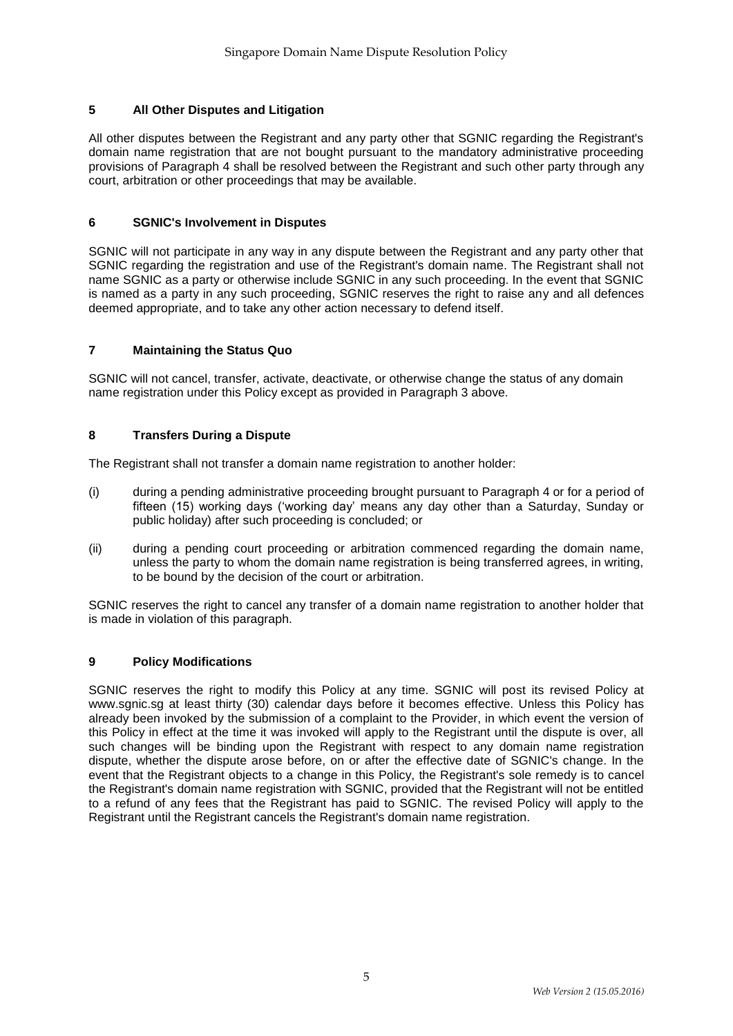## 5 All Other Disputes and Litigation

All other disputes between the Registrant and any party other that SGNIC regarding the Registrant's domain name registration that are not bought pursuant to the mandatory administrative proceeding provisions of Paragraph 4 shall be resolved between the Registrant and such other party through any court, arbitration or other proceedings that may be available.

## 6 SGNIC's Involvement in Disputes

SGNIC will not participate in any way in any dispute between the Registrant and any party other that SGNIC regarding the registration and use of the Registrant's domain name. The Registrant shall not name SGNIC as a party or otherwise include SGNIC in any such proceeding. In the event that SGNIC is named as a party in any such proceeding, SGNIC reserves the right to raise any and all defences deemed appropriate, and to take any other action necessary to defend itself.

## 7 Maintaining the Status Quo

SGNIC will not cancel, transfer, activate, deactivate, or otherwise change the status of any domain name registration under this Policy except as provided in Paragraph 3 above.

## 8 Transfers During a Dispute

The Registrant shall not transfer a domain name registration to another holder:

(i) during a pending administrative proceeding brought pursuant to Paragraph 4 or for a period of fifteen (15) working days ('working day' means any day other than a Saturday, Sunday or public holiday) after such proceeding is concluded; or

(ii) during a pending court proceeding or arbitration commenced regarding the domain name, unless the party to whom the domain name registration is being transferred agrees, in writing, to be bound by the decision of the court or arbitration.

SGNIC reserves the right to cancel any transfer of a domain name registration to another holder that is made in violation of this paragraph.

## 9 Policy Modifications

SGNIC reserves the right to modify this Policy at any time. SGNIC will post its revised Policy at www.sgnic.sg at least thirty (30) calendar days before it becomes effective. Unless this Policy has already been invoked by the submission of a complaint to the Provider, in which event the version of this Policy in effect at the time it was invoked will apply to the Registrant until the dispute is over, all such changes will be binding upon the Registrant with respect to any domain name registration dispute, whether the dispute arose before, on or after the effective date of SGNIC's change. In the event that the Registrant objects to a change in this Policy, the Registrant's sole remedy is to cancel the Registrant's domain name registration with SGNIC, provided that the Registrant will not be entitled to a refund of any fees that the Registrant has paid to SGNIC. The revised Policy will apply to the Registrant until the Registrant cancels the Registrant's domain name registration.